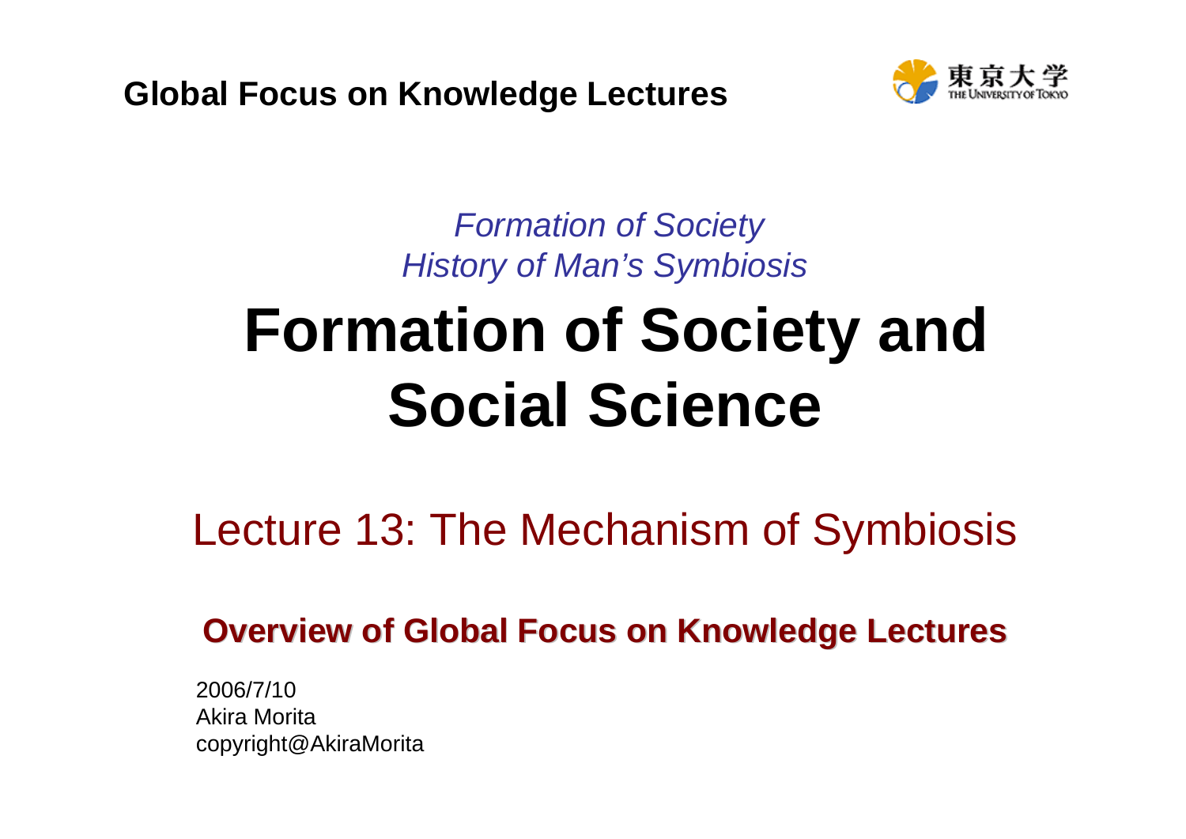**Global Focus on Knowledge Lectures**

東京大学
THE UNIVERSITY OF TOKYO

*Formation of Society*
*History of Man's Symbiosis*

# Formation of Society and Social Science

## Lecture 13: The Mechanism of Symbiosis

**Overview of Global Focus on Knowledge Lectures**

2006/7/10
Akira Morita
copyright@AkiraMorita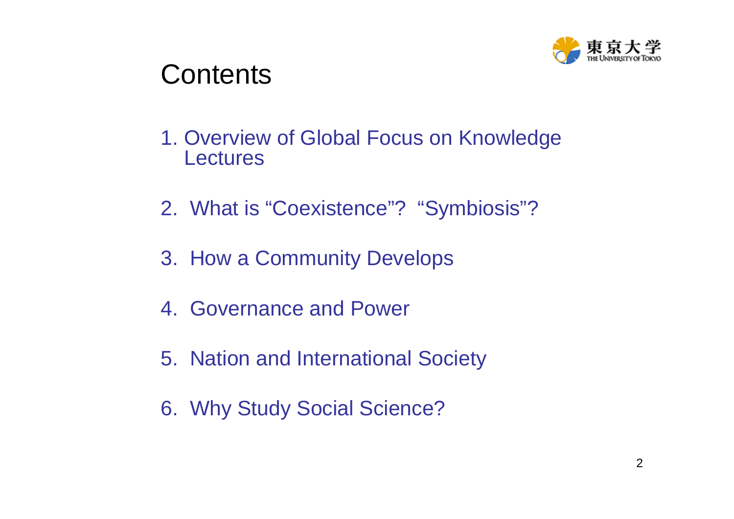# Contents

1. Overview of Global Focus on Knowledge Lectures

2. What is “Coexistence”? “Symbiosis”?

3. How a Community Develops

4. Governance and Power

5. Nation and International Society

6. Why Study Social Science?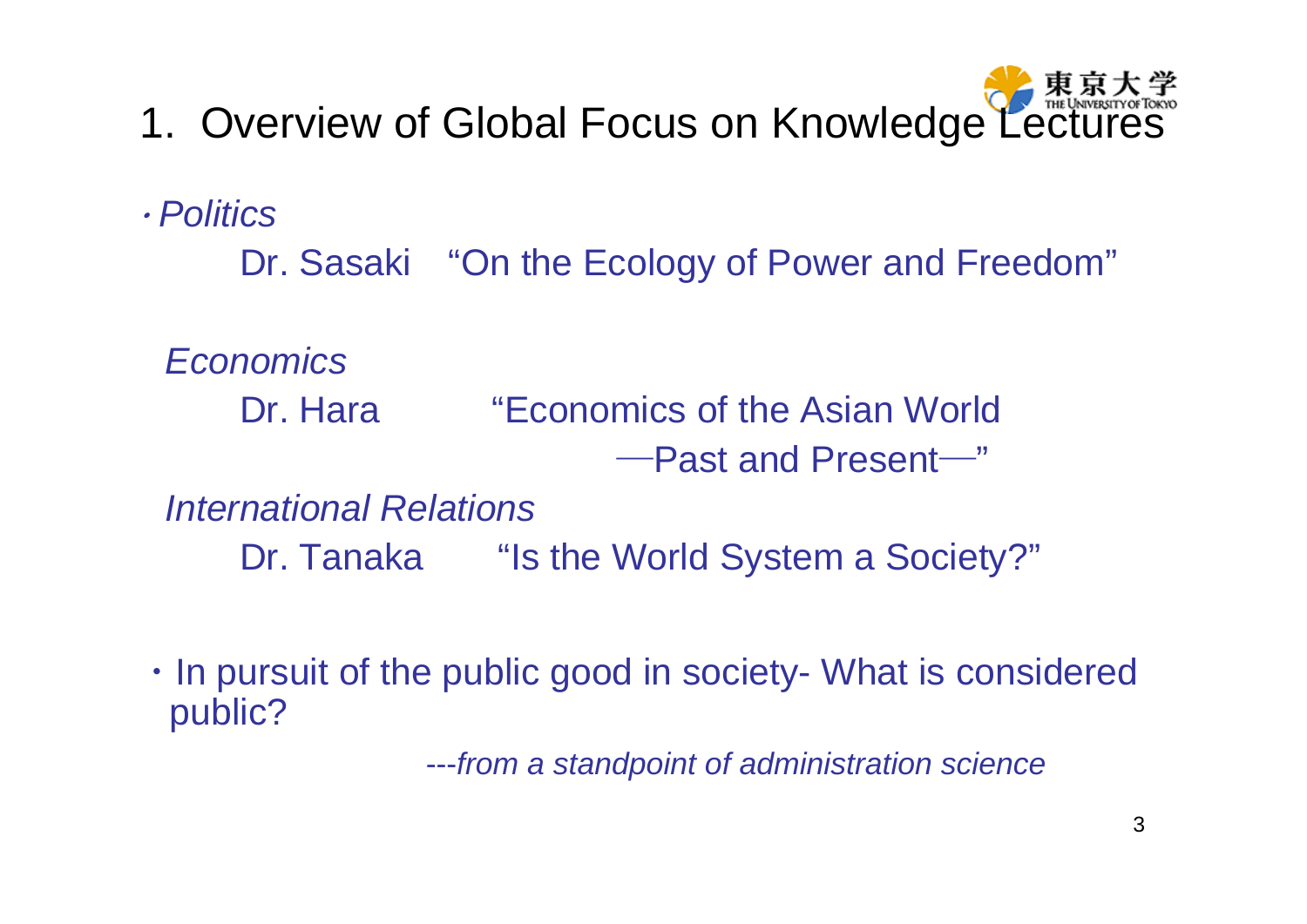# 1. Overview of Global Focus on Knowledge Lectures

- *Politics*

  Dr. Sasaki "On the Ecology of Power and Freedom"

  *Economics*

  Dr. Hara "Economics of the Asian World —Past and Present—"

  *International Relations*

  Dr. Tanaka "Is the World System a Society?"

- In pursuit of the public good in society- What is considered public?

  *---from a standpoint of administration science*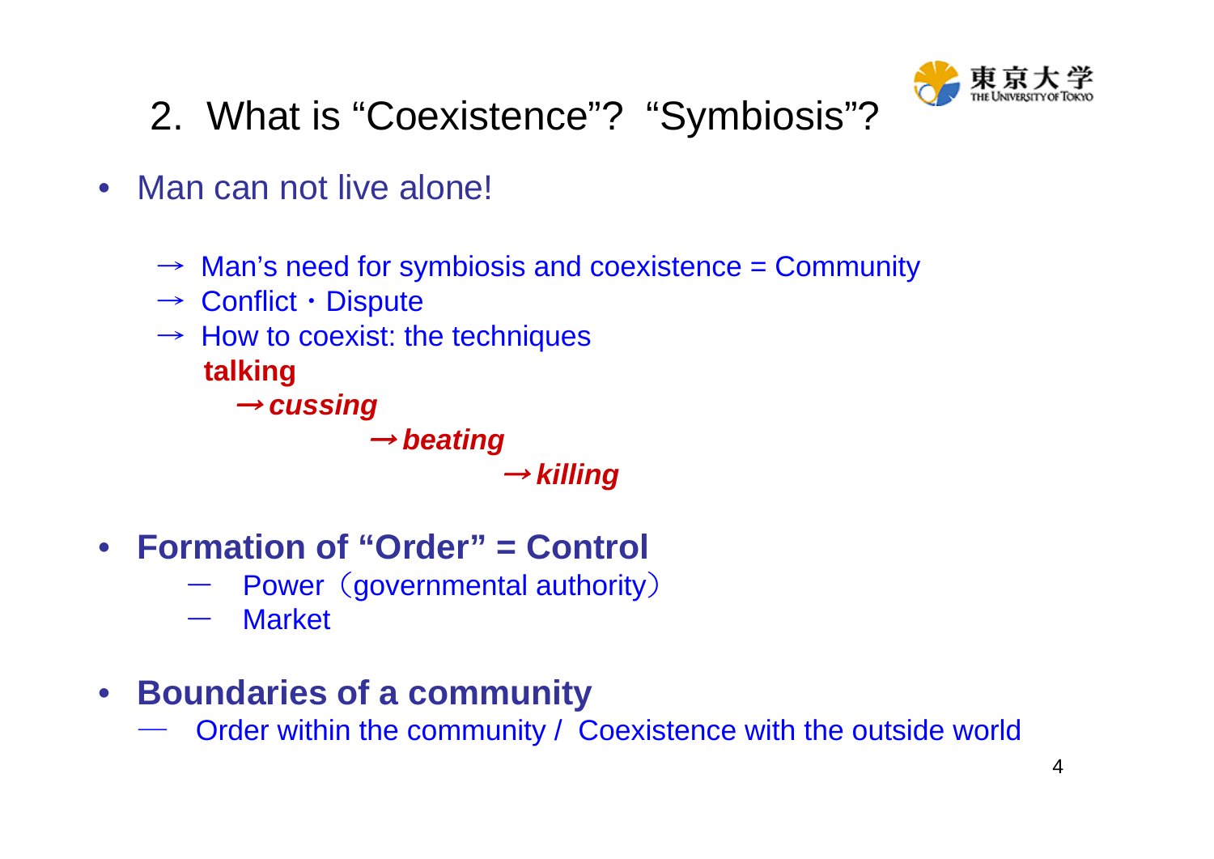## 2. What is “Coexistence”? “Symbiosis”?

- Man can not live alone!

  → Man’s need for symbiosis and coexistence = Community
  → Conflict・Dispute
  → How to coexist: the techniques
  **talking**
  →***cussing***
  →***beating***
  →***killing***

- **Formation of “Order” = Control**
  - Power（governmental authority）
  - Market

- **Boundaries of a community**
  - Order within the community / Coexistence with the outside world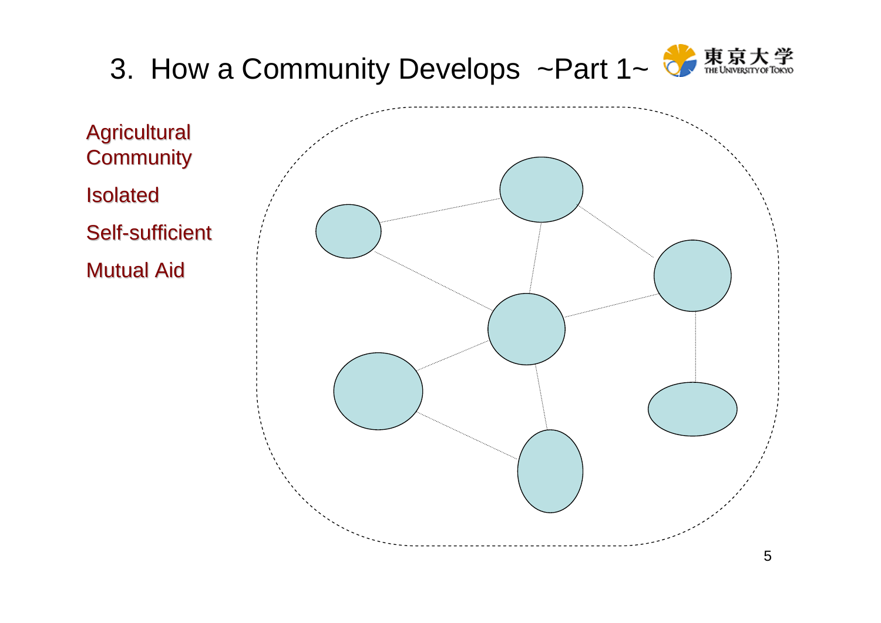# 3. How a Community Develops ~Part 1~

Agricultural Community

Isolated

Self-sufficient

Mutual Aid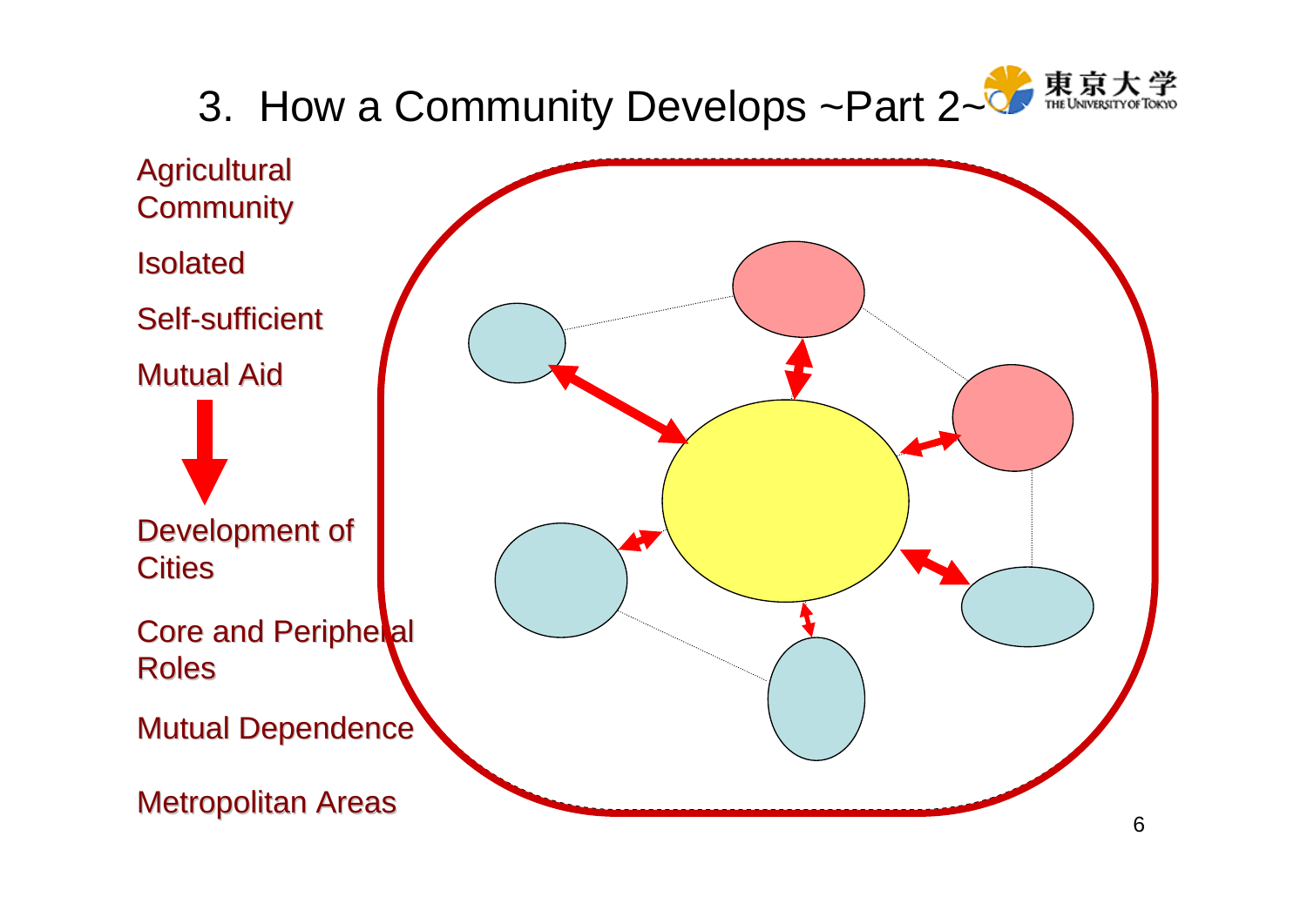# 3. How a Community Develops ~Part 2~

Agricultural Community

Isolated

Self-sufficient

Mutual Aid

Development of Cities

Core and Peripheral Roles

Mutual Dependence

Metropolitan Areas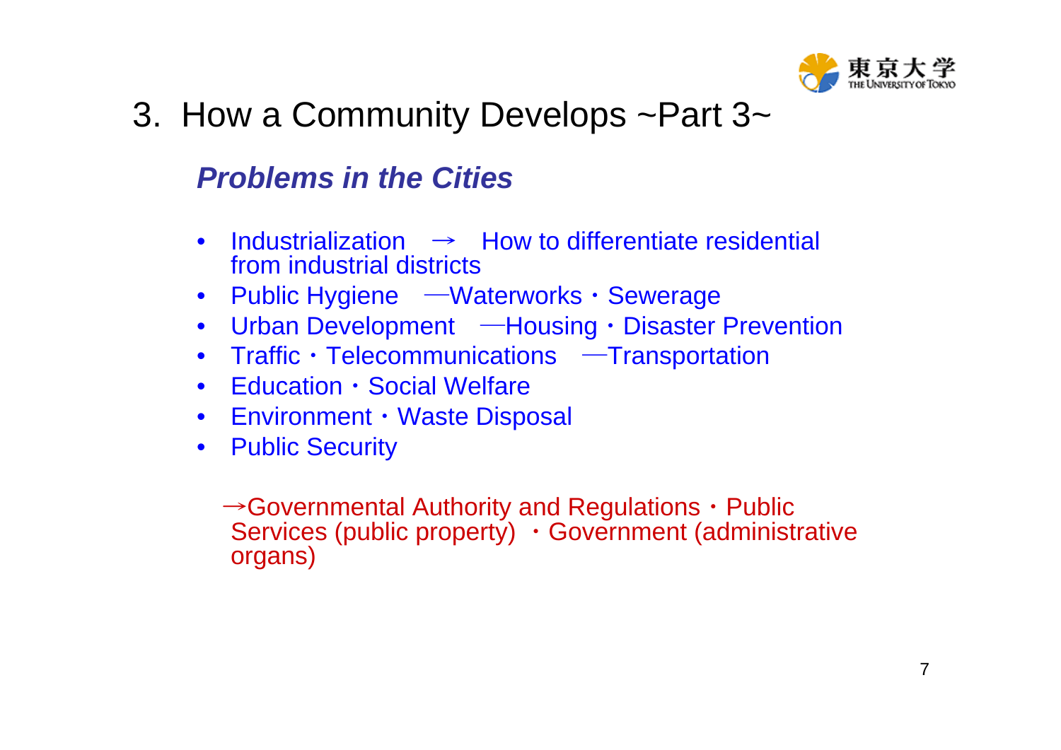# 3. How a Community Develops ~Part 3~

## *Problems in the Cities*

- Industrialization → How to differentiate residential from industrial districts
- Public Hygiene —Waterworks・Sewerage
- Urban Development —Housing・Disaster Prevention
- Traffic・Telecommunications —Transportation
- Education・Social Welfare
- Environment・Waste Disposal
- Public Security

→Governmental Authority and Regulations・Public Services (public property) ・Government (administrative organs)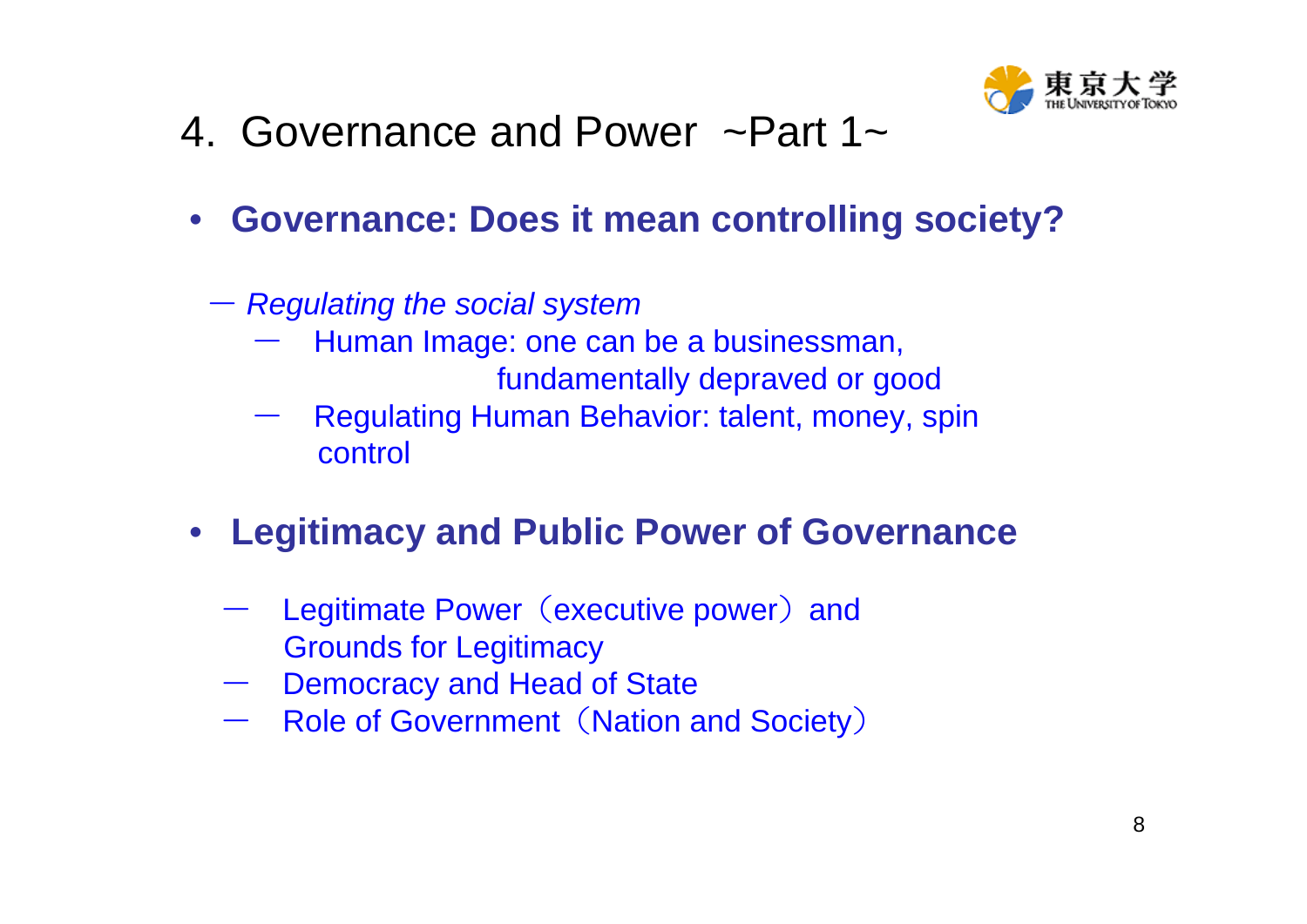# 4. Governance and Power ~Part 1~

- **Governance: Does it mean controlling society?**
  - *Regulating the social system*
    - Human Image: one can be a businessman, fundamentally depraved or good
    - Regulating Human Behavior: talent, money, spin control

- **Legitimacy and Public Power of Governance**
  - Legitimate Power（executive power）and Grounds for Legitimacy
  - Democracy and Head of State
  - Role of Government（Nation and Society）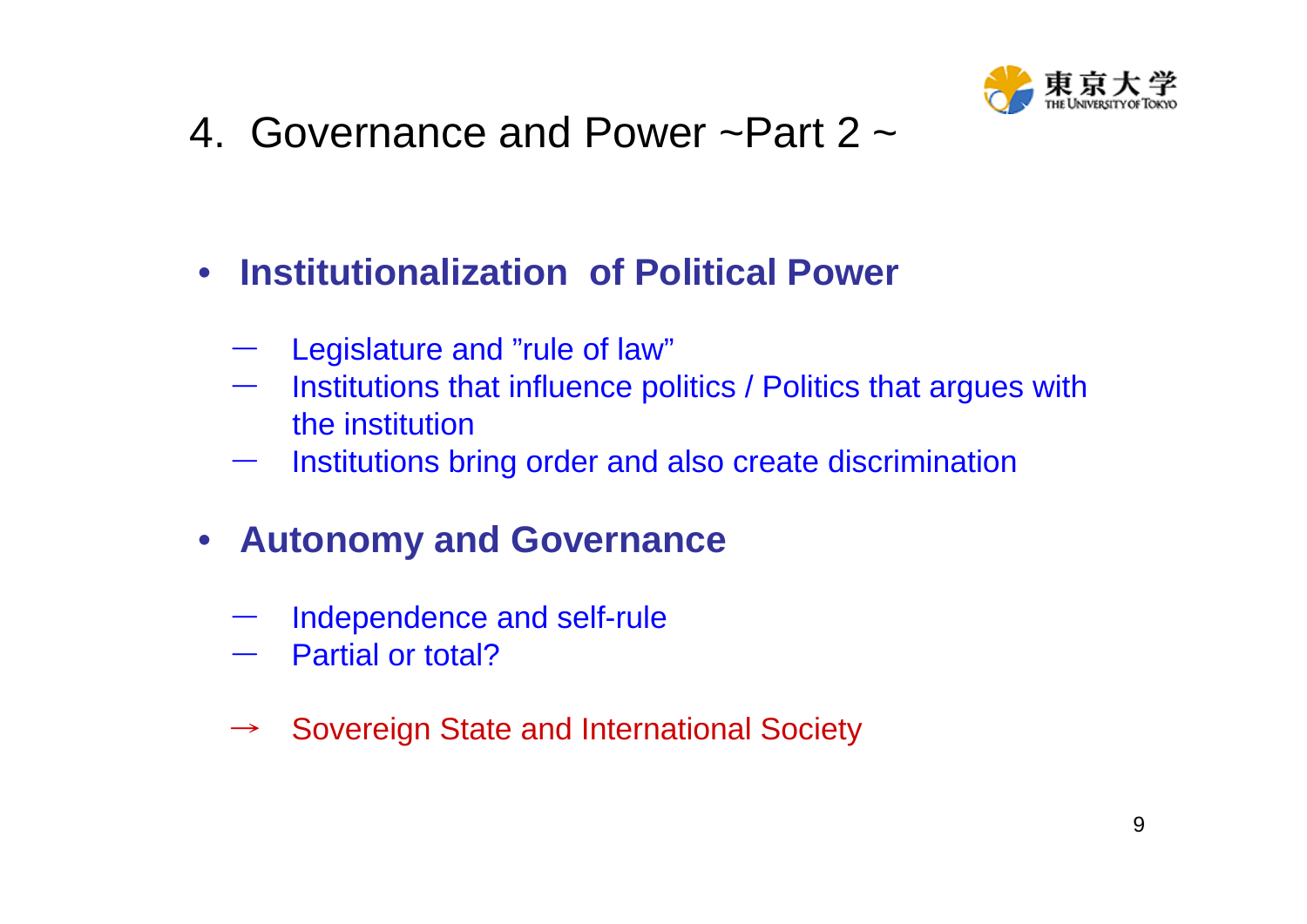# 4. Governance and Power ~Part 2 ~

- **Institutionalization of Political Power**
  - Legislature and ”rule of law”
  - Institutions that influence politics / Politics that argues with the institution
  - Institutions bring order and also create discrimination

- **Autonomy and Governance**
  - Independence and self-rule
  - Partial or total?

  → Sovereign State and International Society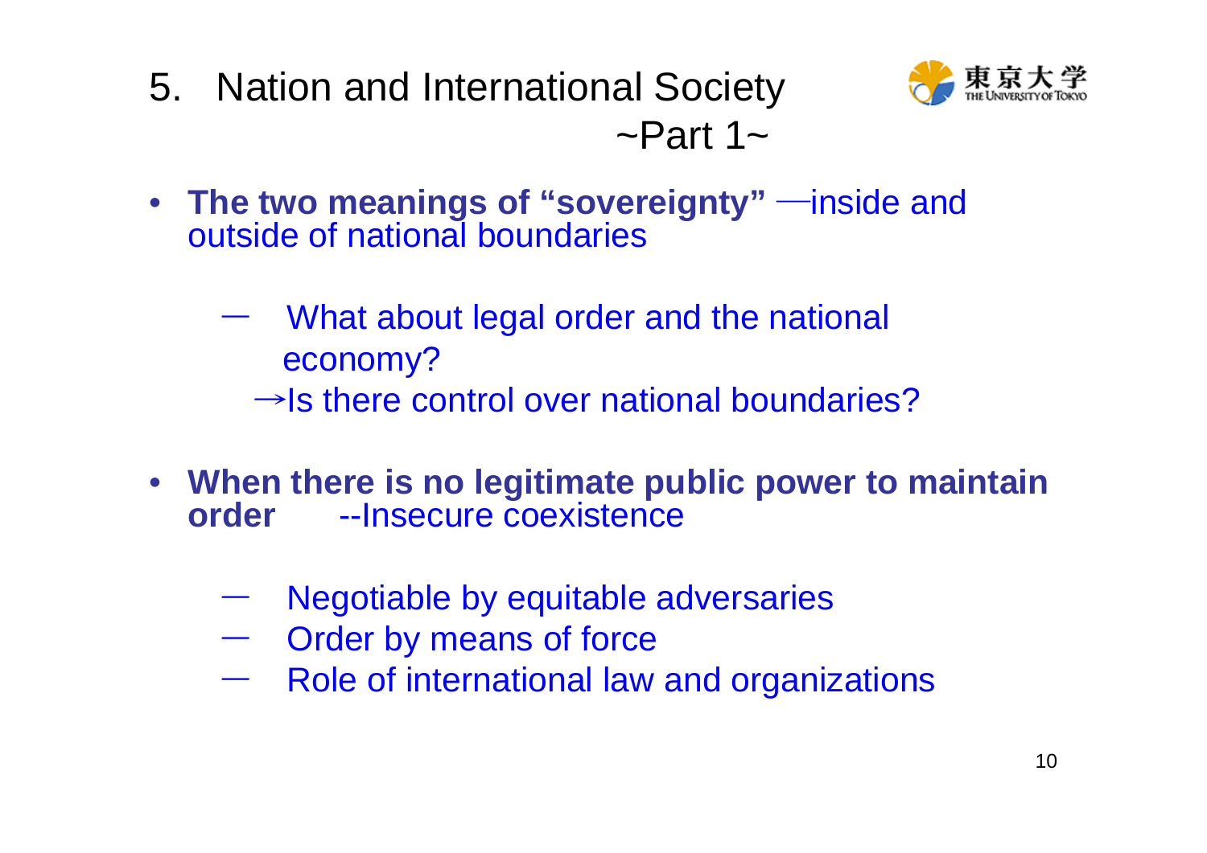# 5. Nation and International Society ~Part 1~

- **The two meanings of "sovereignty"** —inside and outside of national boundaries

  - What about legal order and the national economy?

    →Is there control over national boundaries?

- **When there is no legitimate public power to maintain order** --Insecure coexistence

  - Negotiable by equitable adversaries
  - Order by means of force
  - Role of international law and organizations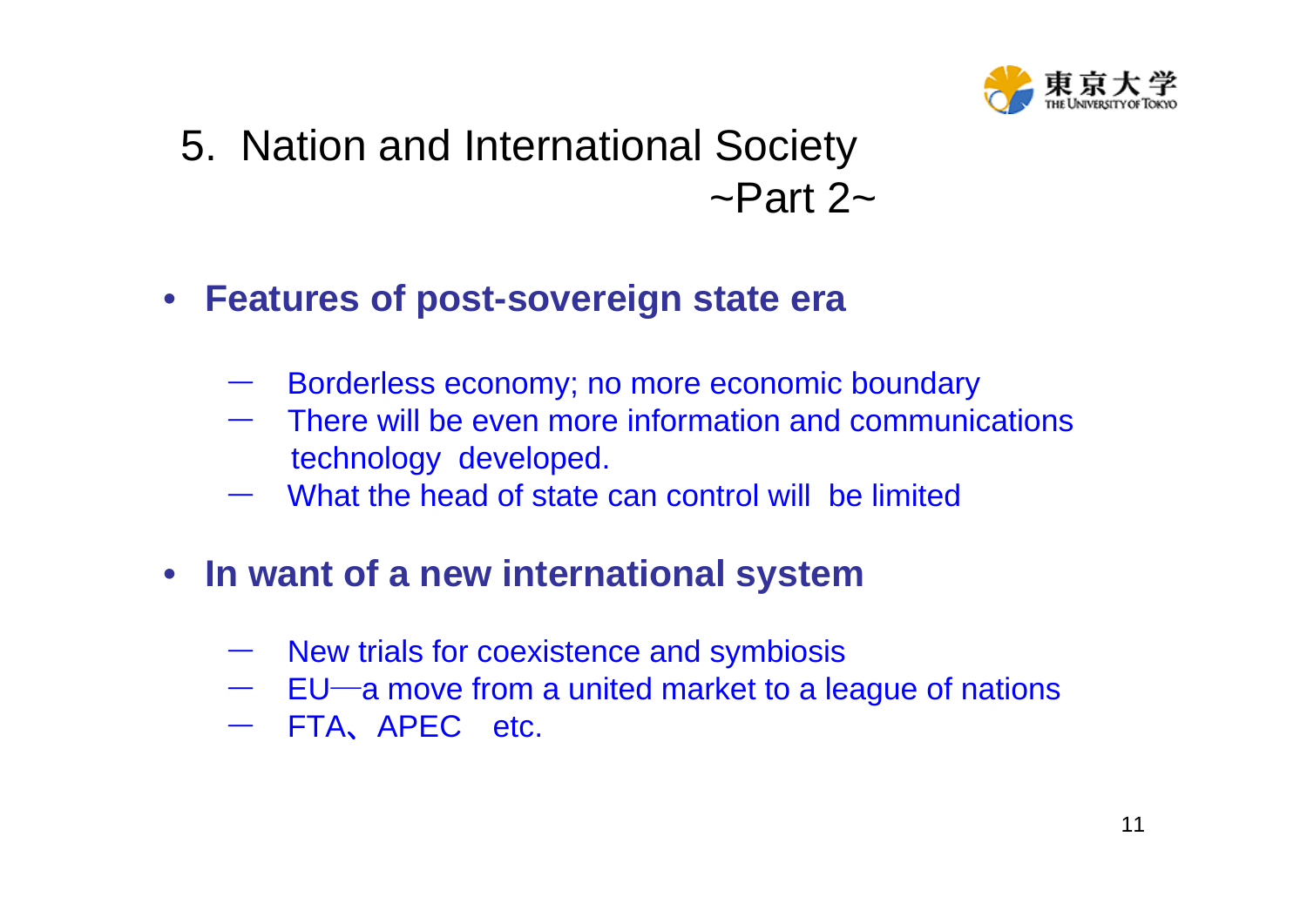# 5. Nation and International Society ~Part 2~

- **Features of post-sovereign state era**
  - Borderless economy; no more economic boundary
  - There will be even more information and communications technology developed.
  - What the head of state can control will be limited
- **In want of a new international system**
  - New trials for coexistence and symbiosis
  - EU—a move from a united market to a league of nations
  - FTA、APEC etc.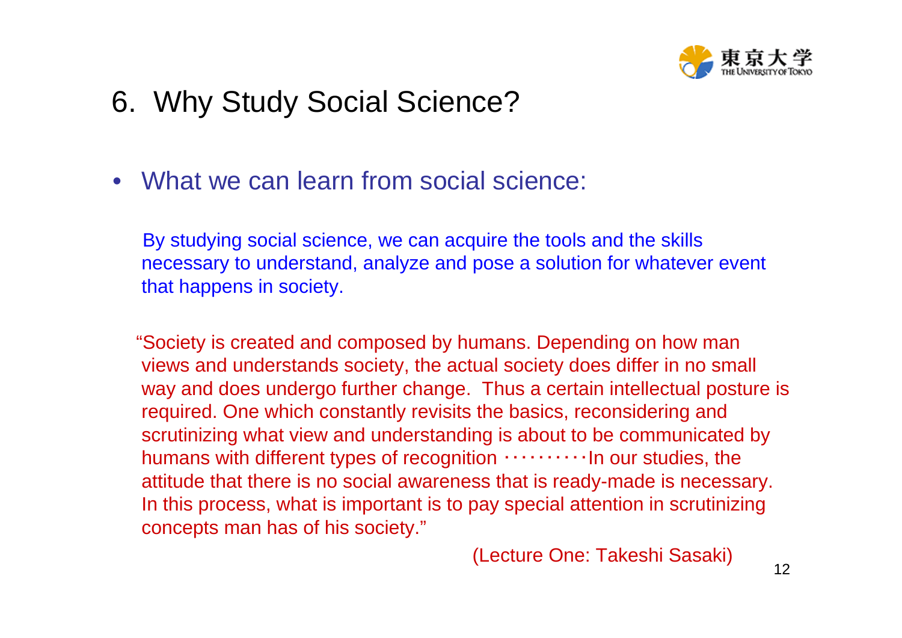# 6. Why Study Social Science?

- What we can learn from social science:

By studying social science, we can acquire the tools and the skills necessary to understand, analyze and pose a solution for whatever event that happens in society.

"Society is created and composed by humans. Depending on how man views and understands society, the actual society does differ in no small way and does undergo further change. Thus a certain intellectual posture is required. One which constantly revisits the basics, reconsidering and scrutinizing what view and understanding is about to be communicated by humans with different types of recognition ･････････In our studies, the attitude that there is no social awareness that is ready-made is necessary. In this process, what is important is to pay special attention in scrutinizing concepts man has of his society."

(Lecture One: Takeshi Sasaki)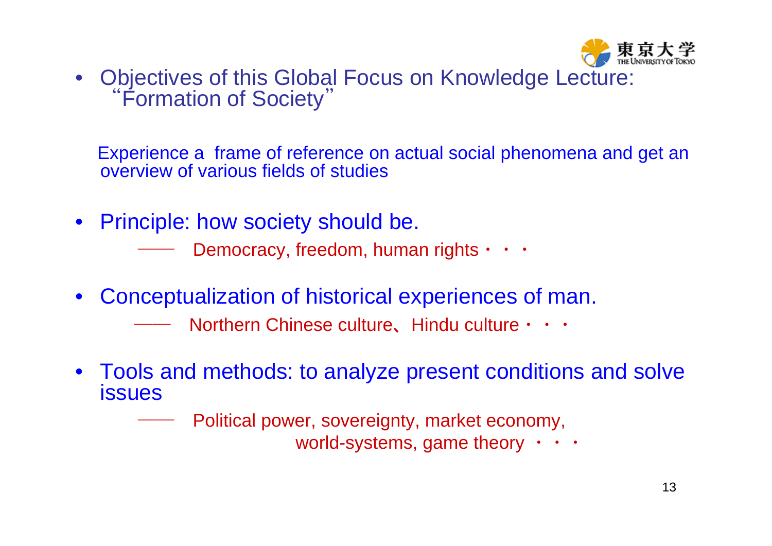- Objectives of this Global Focus on Knowledge Lecture: "Formation of Society"

  Experience a frame of reference on actual social phenomena and get an overview of various fields of studies

- Principle: how society should be.

  —— Democracy, freedom, human rights・・・

- Conceptualization of historical experiences of man.

  —— Northern Chinese culture、Hindu culture・・・

- Tools and methods: to analyze present conditions and solve issues

  —— Political power, sovereignty, market economy, world-systems, game theory ・・・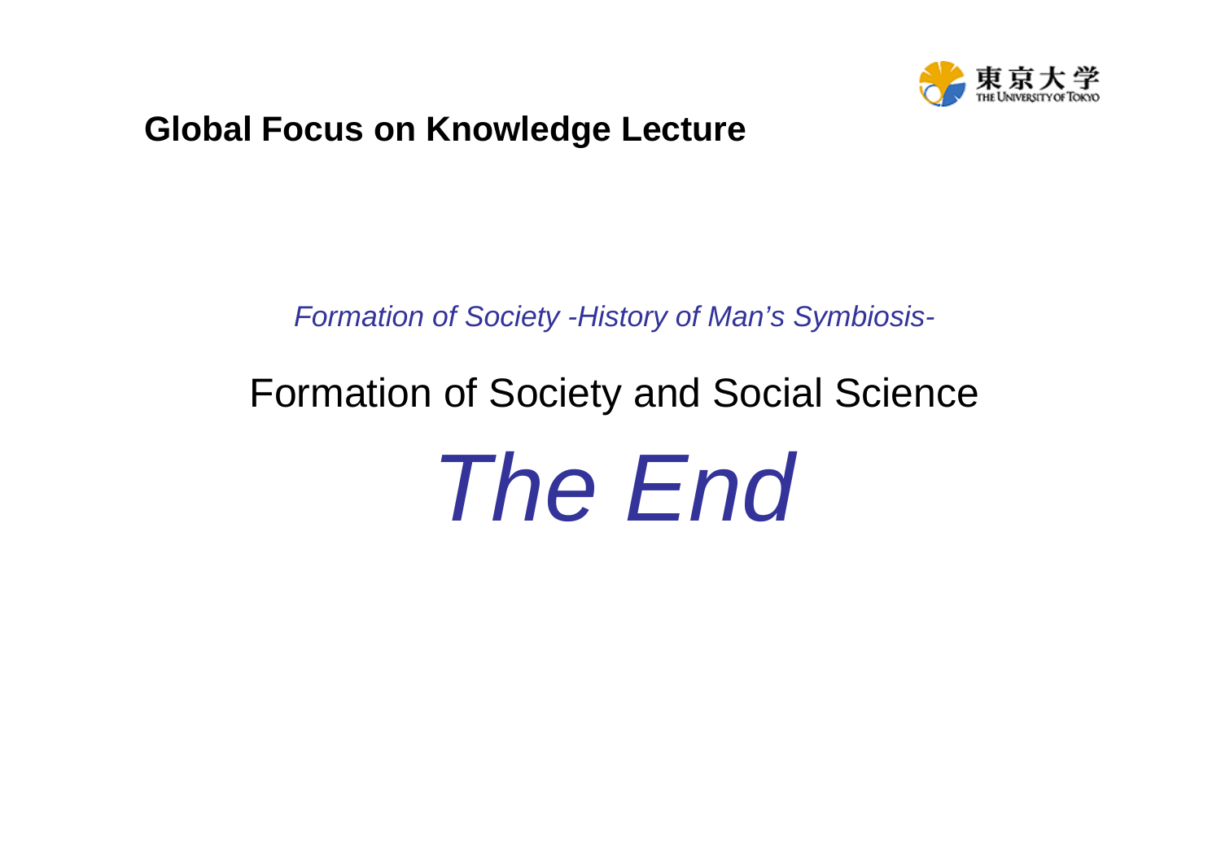**Global Focus on Knowledge Lecture**

*Formation of Society -History of Man's Symbiosis-*

Formation of Society and Social Science

# *The End*